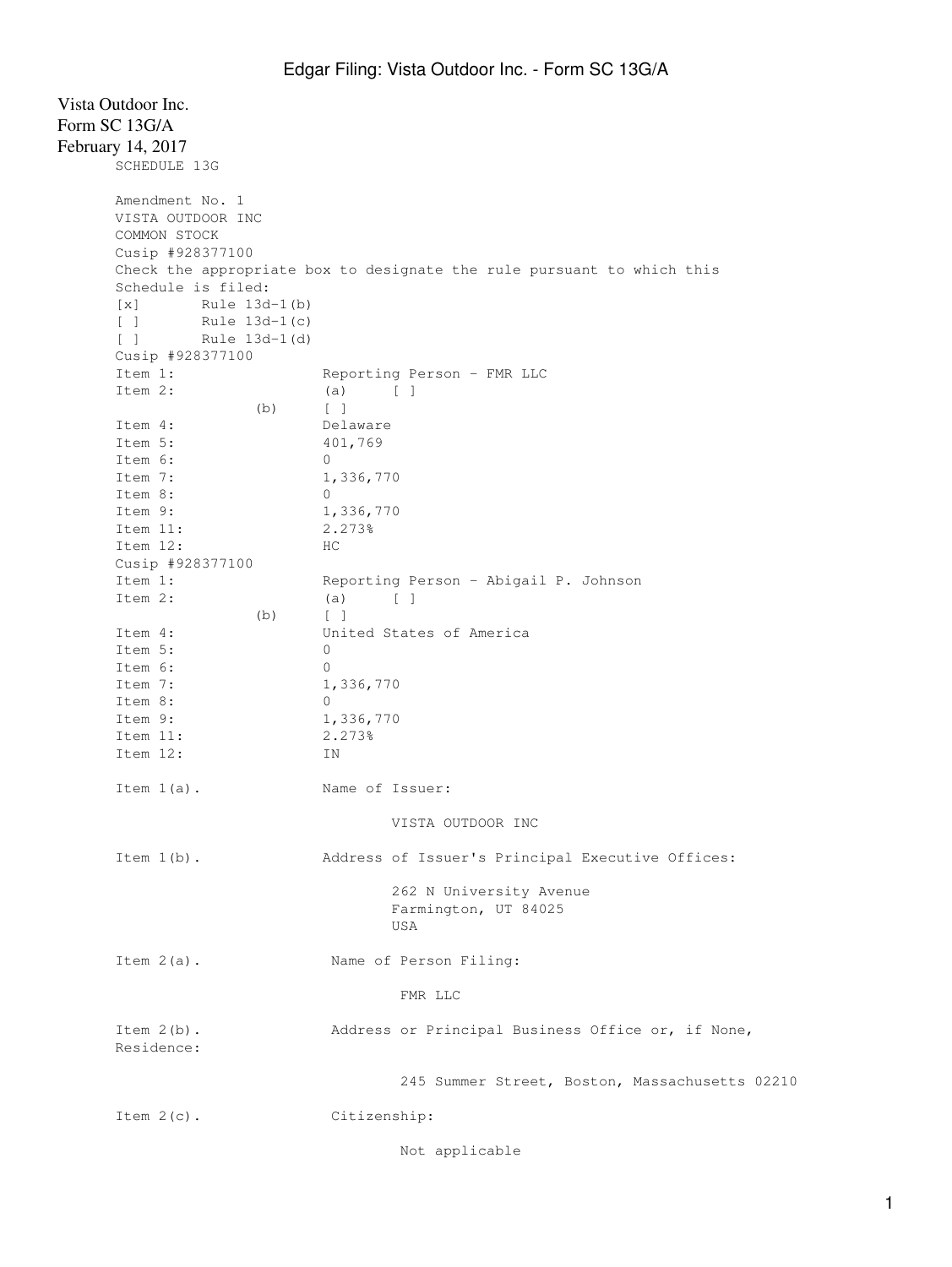Vista Outdoor Inc.
Form SC 13G/A
February 14, 2017

SCHEDULE 13G

Amendment No. 1
VISTA OUTDOOR INC
COMMON STOCK
Cusip #928377100
Check the appropriate box to designate the rule pursuant to which this Schedule is filed:

[x] Rule 13d-1(b)
[ ] Rule 13d-1(c)
[ ] Rule 13d-1(d)

Cusip #928377100

| | |
|---|---|
| Item 1: | Reporting Person - FMR LLC |
| Item 2: | (a) [ ] |
| (b) | [ ] |
| Item 4: | Delaware |
| Item 5: | 401,769 |
| Item 6: | 0 |
| Item 7: | 1,336,770 |
| Item 8: | 0 |
| Item 9: | 1,336,770 |
| Item 11: | 2.273% |
| Item 12: | HC |

Cusip #928377100

| | |
|---|---|
| Item 1: | Reporting Person - Abigail P. Johnson |
| Item 2: | (a) [ ] |
| (b) | [ ] |
| Item 4: | United States of America |
| Item 5: | 0 |
| Item 6: | 0 |
| Item 7: | 1,336,770 |
| Item 8: | 0 |
| Item 9: | 1,336,770 |
| Item 11: | 2.273% |
| Item 12: | IN |

Item 1(a). Name of Issuer:

VISTA OUTDOOR INC

Item 1(b). Address of Issuer's Principal Executive Offices:

262 N University Avenue
Farmington, UT 84025
USA

Item 2(a). Name of Person Filing:

FMR LLC

Item 2(b). Address or Principal Business Office or, if None, Residence:

245 Summer Street, Boston, Massachusetts 02210

Item 2(c). Citizenship:

Not applicable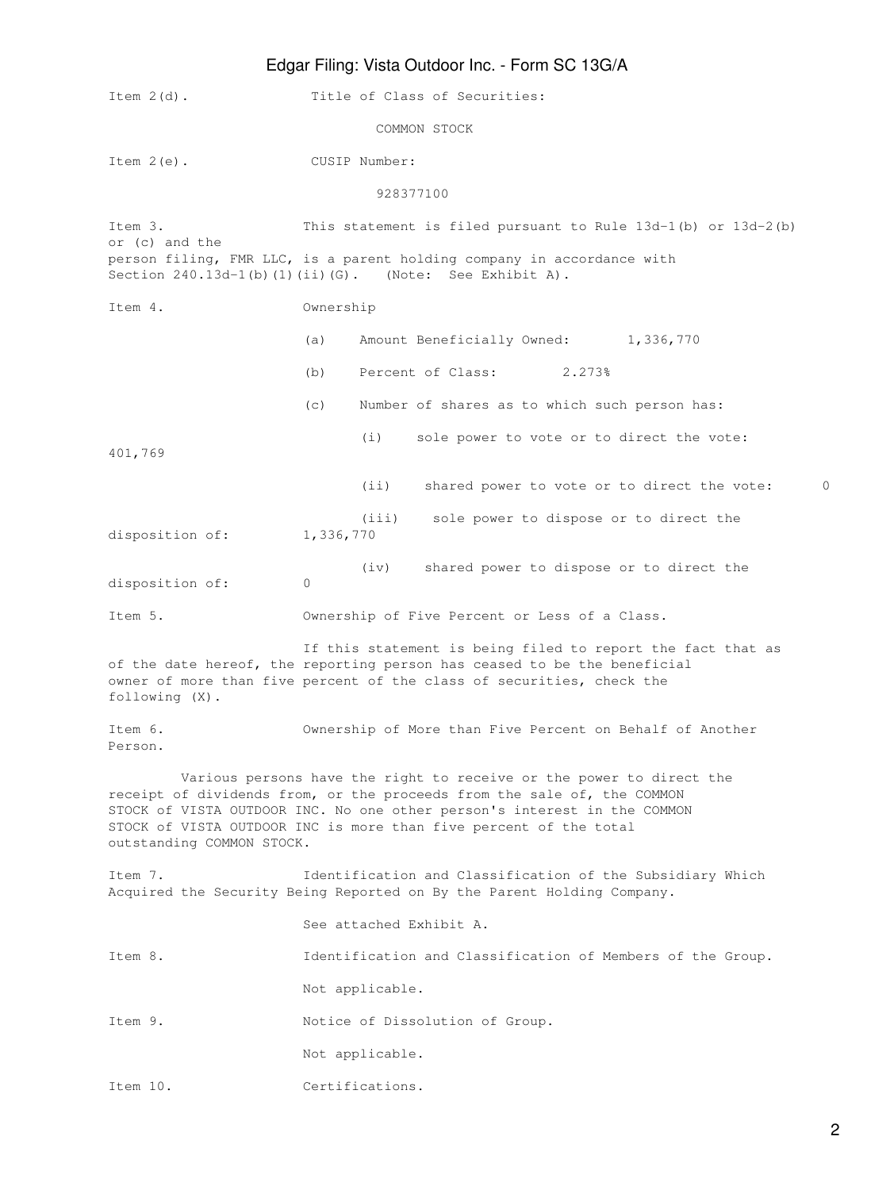Item 2(d). Title of Class of Securities:

COMMON STOCK

Item 2(e). CUSIP Number:

928377100

Item 3. This statement is filed pursuant to Rule 13d-1(b) or 13d-2(b) or (c) and the person filing, FMR LLC, is a parent holding company in accordance with Section 240.13d-1(b)(1)(ii)(G). (Note: See Exhibit A).

Item 4. Ownership

(a) Amount Beneficially Owned: 1,336,770

(b) Percent of Class: 2.273%

(c) Number of shares as to which such person has:

(i) sole power to vote or to direct the vote: 401,769

(ii) shared power to vote or to direct the vote: 0

(iii) sole power to dispose or to direct the disposition of: 1,336,770

(iv) shared power to dispose or to direct the disposition of: 0

Item 5. Ownership of Five Percent or Less of a Class.

If this statement is being filed to report the fact that as of the date hereof, the reporting person has ceased to be the beneficial owner of more than five percent of the class of securities, check the following (X).

Item 6. Ownership of More than Five Percent on Behalf of Another Person.

Various persons have the right to receive or the power to direct the receipt of dividends from, or the proceeds from the sale of, the COMMON STOCK of VISTA OUTDOOR INC. No one other person's interest in the COMMON STOCK of VISTA OUTDOOR INC is more than five percent of the total outstanding COMMON STOCK.

Item 7. Identification and Classification of the Subsidiary Which Acquired the Security Being Reported on By the Parent Holding Company.

See attached Exhibit A.

Item 8. Identification and Classification of Members of the Group.

Not applicable.

Item 9. Notice of Dissolution of Group.

Not applicable.

Item 10. Certifications.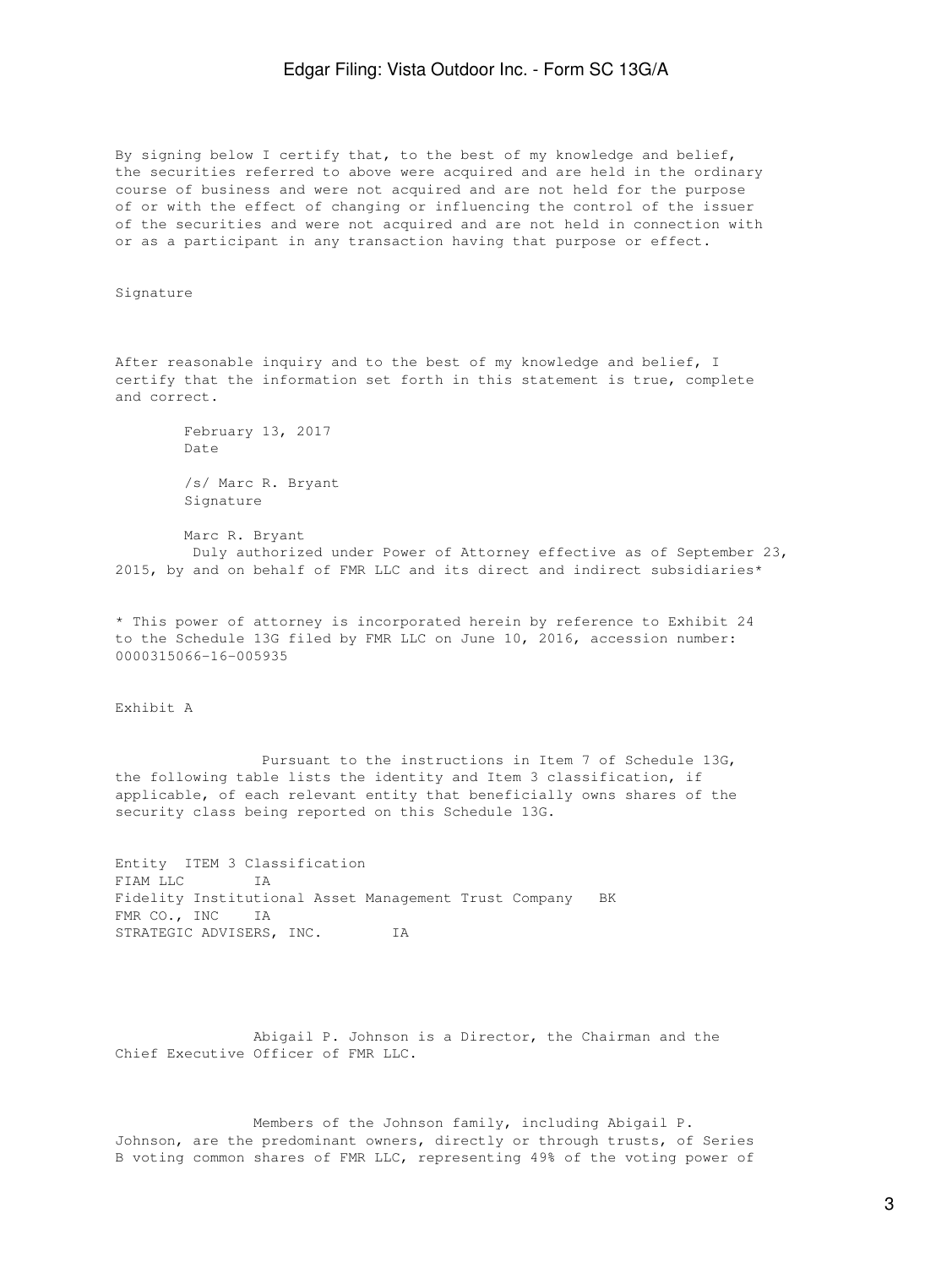By signing below I certify that, to the best of my knowledge and belief, the securities referred to above were acquired and are held in the ordinary course of business and were not acquired and are not held for the purpose of or with the effect of changing or influencing the control of the issuer of the securities and were not acquired and are not held in connection with or as a participant in any transaction having that purpose or effect.

Signature

After reasonable inquiry and to the best of my knowledge and belief, I certify that the information set forth in this statement is true, complete and correct.

February 13, 2017
Date

/s/ Marc R. Bryant
Signature

Marc R. Bryant
Duly authorized under Power of Attorney effective as of September 23, 2015, by and on behalf of FMR LLC and its direct and indirect subsidiaries*

* This power of attorney is incorporated herein by reference to Exhibit 24 to the Schedule 13G filed by FMR LLC on June 10, 2016, accession number: 0000315066-16-005935

Exhibit A

Pursuant to the instructions in Item 7 of Schedule 13G, the following table lists the identity and Item 3 classification, if applicable, of each relevant entity that beneficially owns shares of the security class being reported on this Schedule 13G.

| Entity | ITEM 3 Classification |
| --- | --- |
| FIAM LLC | IA |
| Fidelity Institutional Asset Management Trust Company | BK |
| FMR CO., INC | IA |
| STRATEGIC ADVISERS, INC. | IA |

Abigail P. Johnson is a Director, the Chairman and the Chief Executive Officer of FMR LLC.

Members of the Johnson family, including Abigail P. Johnson, are the predominant owners, directly or through trusts, of Series B voting common shares of FMR LLC, representing 49% of the voting power of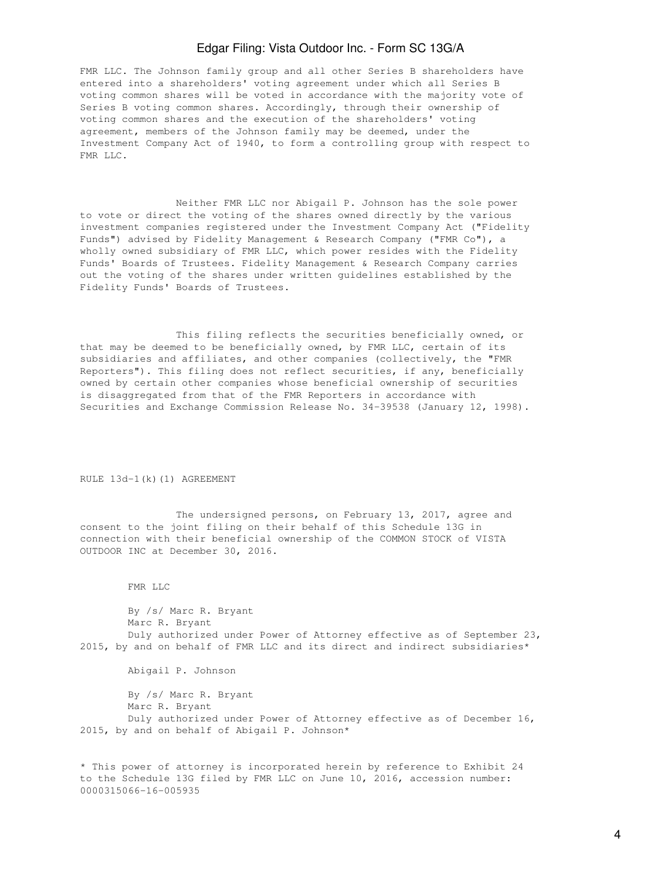FMR LLC. The Johnson family group and all other Series B shareholders have entered into a shareholders' voting agreement under which all Series B voting common shares will be voted in accordance with the majority vote of Series B voting common shares. Accordingly, through their ownership of voting common shares and the execution of the shareholders' voting agreement, members of the Johnson family may be deemed, under the Investment Company Act of 1940, to form a controlling group with respect to FMR LLC.

Neither FMR LLC nor Abigail P. Johnson has the sole power to vote or direct the voting of the shares owned directly by the various investment companies registered under the Investment Company Act ("Fidelity Funds") advised by Fidelity Management & Research Company ("FMR Co"), a wholly owned subsidiary of FMR LLC, which power resides with the Fidelity Funds' Boards of Trustees. Fidelity Management & Research Company carries out the voting of the shares under written guidelines established by the Fidelity Funds' Boards of Trustees.

This filing reflects the securities beneficially owned, or that may be deemed to be beneficially owned, by FMR LLC, certain of its subsidiaries and affiliates, and other companies (collectively, the "FMR Reporters"). This filing does not reflect securities, if any, beneficially owned by certain other companies whose beneficial ownership of securities is disaggregated from that of the FMR Reporters in accordance with Securities and Exchange Commission Release No. 34-39538 (January 12, 1998).

RULE 13d-1(k)(1) AGREEMENT

The undersigned persons, on February 13, 2017, agree and consent to the joint filing on their behalf of this Schedule 13G in connection with their beneficial ownership of the COMMON STOCK of VISTA OUTDOOR INC at December 30, 2016.

FMR LLC

By /s/ Marc R. Bryant
Marc R. Bryant
Duly authorized under Power of Attorney effective as of September 23, 2015, by and on behalf of FMR LLC and its direct and indirect subsidiaries*

Abigail P. Johnson

By /s/ Marc R. Bryant
Marc R. Bryant
Duly authorized under Power of Attorney effective as of December 16, 2015, by and on behalf of Abigail P. Johnson*

* This power of attorney is incorporated herein by reference to Exhibit 24 to the Schedule 13G filed by FMR LLC on June 10, 2016, accession number: 0000315066-16-005935